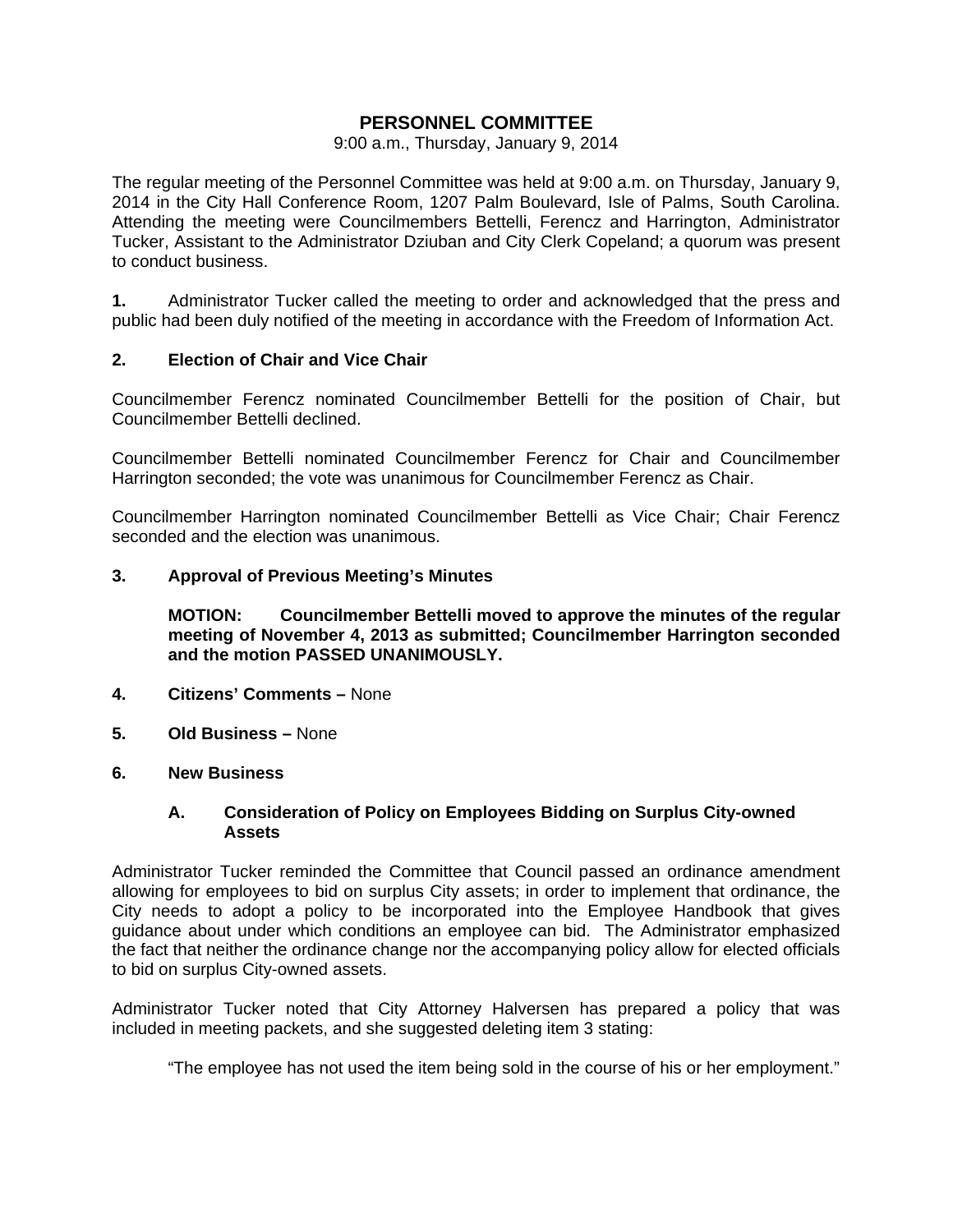# PERSONNEL COMMITTEE

9:00 a.m., Thursday, January 9, 2014

The regular meeting of the Personnel Committee was held at 9:00 a.m. on Thursday, January 9, 2014 in the City Hall Conference Room, 1207 Palm Boulevard, Isle of Palms, South Carolina. Attending the meeting were Councilmembers Bettelli, Ferencz and Harrington, Administrator Tucker, Assistant to the Administrator Dziuban and City Clerk Copeland; a quorum was present to conduct business.

**1.** Administrator Tucker called the meeting to order and acknowledged that the press and public had been duly notified of the meeting in accordance with the Freedom of Information Act.

**2. Election of Chair and Vice Chair**

Councilmember Ferencz nominated Councilmember Bettelli for the position of Chair, but Councilmember Bettelli declined.

Councilmember Bettelli nominated Councilmember Ferencz for Chair and Councilmember Harrington seconded; the vote was unanimous for Councilmember Ferencz as Chair.

Councilmember Harrington nominated Councilmember Bettelli as Vice Chair; Chair Ferencz seconded and the election was unanimous.

**3. Approval of Previous Meeting's Minutes**

**MOTION: Councilmember Bettelli moved to approve the minutes of the regular meeting of November 4, 2013 as submitted; Councilmember Harrington seconded and the motion PASSED UNANIMOUSLY.**

**4. Citizens' Comments –** None

**5. Old Business –** None

**6. New Business**

**A. Consideration of Policy on Employees Bidding on Surplus City-owned Assets**

Administrator Tucker reminded the Committee that Council passed an ordinance amendment allowing for employees to bid on surplus City assets; in order to implement that ordinance, the City needs to adopt a policy to be incorporated into the Employee Handbook that gives guidance about under which conditions an employee can bid. The Administrator emphasized the fact that neither the ordinance change nor the accompanying policy allow for elected officials to bid on surplus City-owned assets.

Administrator Tucker noted that City Attorney Halversen has prepared a policy that was included in meeting packets, and she suggested deleting item 3 stating:

"The employee has not used the item being sold in the course of his or her employment."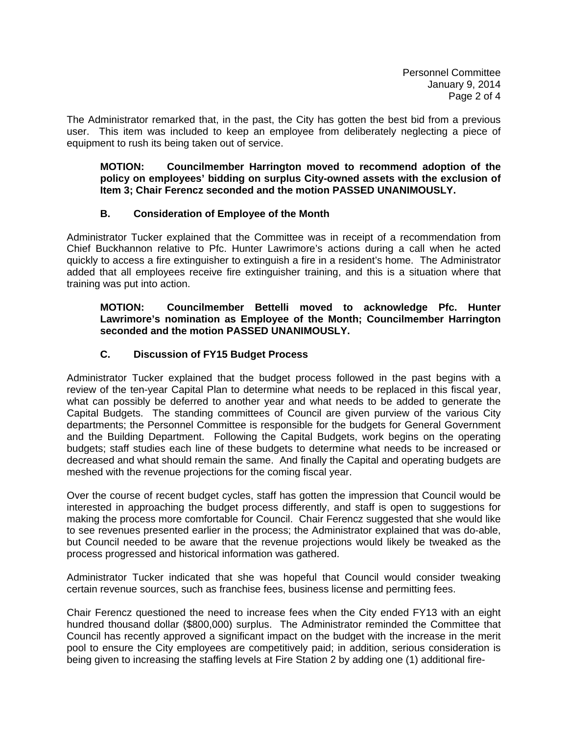The Administrator remarked that, in the past, the City has gotten the best bid from a previous user. This item was included to keep an employee from deliberately neglecting a piece of equipment to rush its being taken out of service.

**MOTION: Councilmember Harrington moved to recommend adoption of the policy on employees' bidding on surplus City-owned assets with the exclusion of Item 3; Chair Ferencz seconded and the motion PASSED UNANIMOUSLY.**

### B. Consideration of Employee of the Month

Administrator Tucker explained that the Committee was in receipt of a recommendation from Chief Buckhannon relative to Pfc. Hunter Lawrimore's actions during a call when he acted quickly to access a fire extinguisher to extinguish a fire in a resident's home. The Administrator added that all employees receive fire extinguisher training, and this is a situation where that training was put into action.

**MOTION: Councilmember Bettelli moved to acknowledge Pfc. Hunter Lawrimore's nomination as Employee of the Month; Councilmember Harrington seconded and the motion PASSED UNANIMOUSLY.**

### C. Discussion of FY15 Budget Process

Administrator Tucker explained that the budget process followed in the past begins with a review of the ten-year Capital Plan to determine what needs to be replaced in this fiscal year, what can possibly be deferred to another year and what needs to be added to generate the Capital Budgets. The standing committees of Council are given purview of the various City departments; the Personnel Committee is responsible for the budgets for General Government and the Building Department. Following the Capital Budgets, work begins on the operating budgets; staff studies each line of these budgets to determine what needs to be increased or decreased and what should remain the same. And finally the Capital and operating budgets are meshed with the revenue projections for the coming fiscal year.

Over the course of recent budget cycles, staff has gotten the impression that Council would be interested in approaching the budget process differently, and staff is open to suggestions for making the process more comfortable for Council. Chair Ferencz suggested that she would like to see revenues presented earlier in the process; the Administrator explained that was do-able, but Council needed to be aware that the revenue projections would likely be tweaked as the process progressed and historical information was gathered.

Administrator Tucker indicated that she was hopeful that Council would consider tweaking certain revenue sources, such as franchise fees, business license and permitting fees.

Chair Ferencz questioned the need to increase fees when the City ended FY13 with an eight hundred thousand dollar ($800,000) surplus. The Administrator reminded the Committee that Council has recently approved a significant impact on the budget with the increase in the merit pool to ensure the City employees are competitively paid; in addition, serious consideration is being given to increasing the staffing levels at Fire Station 2 by adding one (1) additional fire-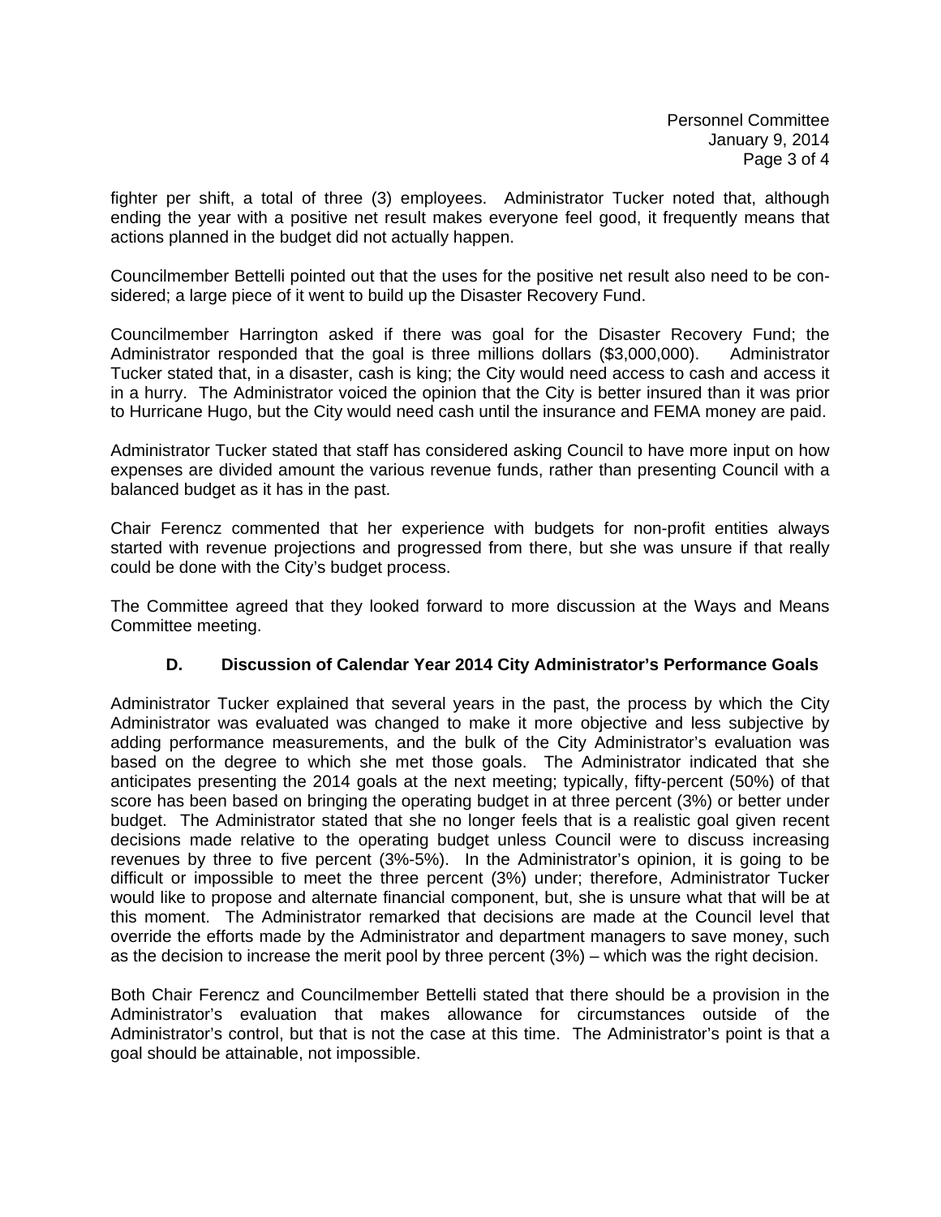fighter per shift, a total of three (3) employees. Administrator Tucker noted that, although ending the year with a positive net result makes everyone feel good, it frequently means that actions planned in the budget did not actually happen.

Councilmember Bettelli pointed out that the uses for the positive net result also need to be considered; a large piece of it went to build up the Disaster Recovery Fund.

Councilmember Harrington asked if there was goal for the Disaster Recovery Fund; the Administrator responded that the goal is three millions dollars ($3,000,000). Administrator Tucker stated that, in a disaster, cash is king; the City would need access to cash and access it in a hurry. The Administrator voiced the opinion that the City is better insured than it was prior to Hurricane Hugo, but the City would need cash until the insurance and FEMA money are paid.

Administrator Tucker stated that staff has considered asking Council to have more input on how expenses are divided amount the various revenue funds, rather than presenting Council with a balanced budget as it has in the past.

Chair Ferencz commented that her experience with budgets for non-profit entities always started with revenue projections and progressed from there, but she was unsure if that really could be done with the City's budget process.

The Committee agreed that they looked forward to more discussion at the Ways and Means Committee meeting.

### D. Discussion of Calendar Year 2014 City Administrator's Performance Goals

Administrator Tucker explained that several years in the past, the process by which the City Administrator was evaluated was changed to make it more objective and less subjective by adding performance measurements, and the bulk of the City Administrator's evaluation was based on the degree to which she met those goals. The Administrator indicated that she anticipates presenting the 2014 goals at the next meeting; typically, fifty-percent (50%) of that score has been based on bringing the operating budget in at three percent (3%) or better under budget. The Administrator stated that she no longer feels that is a realistic goal given recent decisions made relative to the operating budget unless Council were to discuss increasing revenues by three to five percent (3%-5%). In the Administrator's opinion, it is going to be difficult or impossible to meet the three percent (3%) under; therefore, Administrator Tucker would like to propose and alternate financial component, but, she is unsure what that will be at this moment. The Administrator remarked that decisions are made at the Council level that override the efforts made by the Administrator and department managers to save money, such as the decision to increase the merit pool by three percent (3%) – which was the right decision.

Both Chair Ferencz and Councilmember Bettelli stated that there should be a provision in the Administrator's evaluation that makes allowance for circumstances outside of the Administrator's control, but that is not the case at this time. The Administrator's point is that a goal should be attainable, not impossible.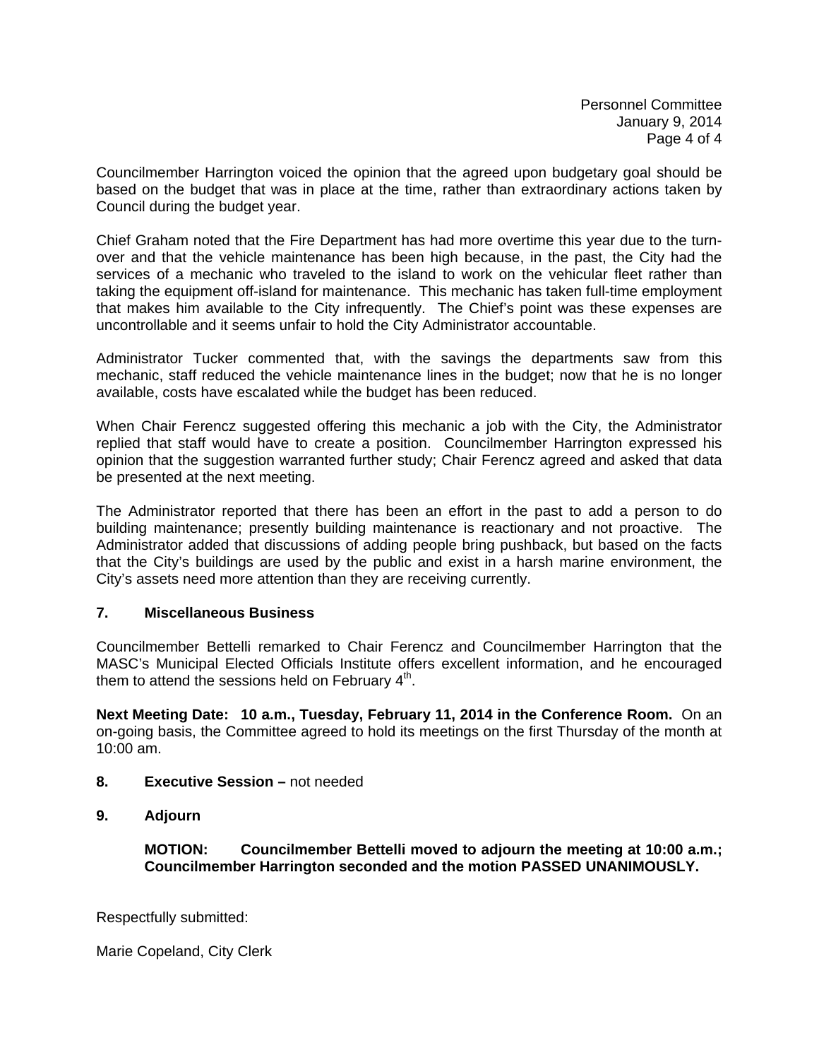Councilmember Harrington voiced the opinion that the agreed upon budgetary goal should be based on the budget that was in place at the time, rather than extraordinary actions taken by Council during the budget year.

Chief Graham noted that the Fire Department has had more overtime this year due to the turn-over and that the vehicle maintenance has been high because, in the past, the City had the services of a mechanic who traveled to the island to work on the vehicular fleet rather than taking the equipment off-island for maintenance. This mechanic has taken full-time employment that makes him available to the City infrequently. The Chief's point was these expenses are uncontrollable and it seems unfair to hold the City Administrator accountable.

Administrator Tucker commented that, with the savings the departments saw from this mechanic, staff reduced the vehicle maintenance lines in the budget; now that he is no longer available, costs have escalated while the budget has been reduced.

When Chair Ferencz suggested offering this mechanic a job with the City, the Administrator replied that staff would have to create a position. Councilmember Harrington expressed his opinion that the suggestion warranted further study; Chair Ferencz agreed and asked that data be presented at the next meeting.

The Administrator reported that there has been an effort in the past to add a person to do building maintenance; presently building maintenance is reactionary and not proactive. The Administrator added that discussions of adding people bring pushback, but based on the facts that the City's buildings are used by the public and exist in a harsh marine environment, the City's assets need more attention than they are receiving currently.

**7. Miscellaneous Business**

Councilmember Bettelli remarked to Chair Ferencz and Councilmember Harrington that the MASC's Municipal Elected Officials Institute offers excellent information, and he encouraged them to attend the sessions held on February 4th.

**Next Meeting Date: 10 a.m., Tuesday, February 11, 2014 in the Conference Room.** On an on-going basis, the Committee agreed to hold its meetings on the first Thursday of the month at 10:00 am.

**8. Executive Session –** not needed

**9. Adjourn**

**MOTION: Councilmember Bettelli moved to adjourn the meeting at 10:00 a.m.; Councilmember Harrington seconded and the motion PASSED UNANIMOUSLY.**

Respectfully submitted:

Marie Copeland, City Clerk